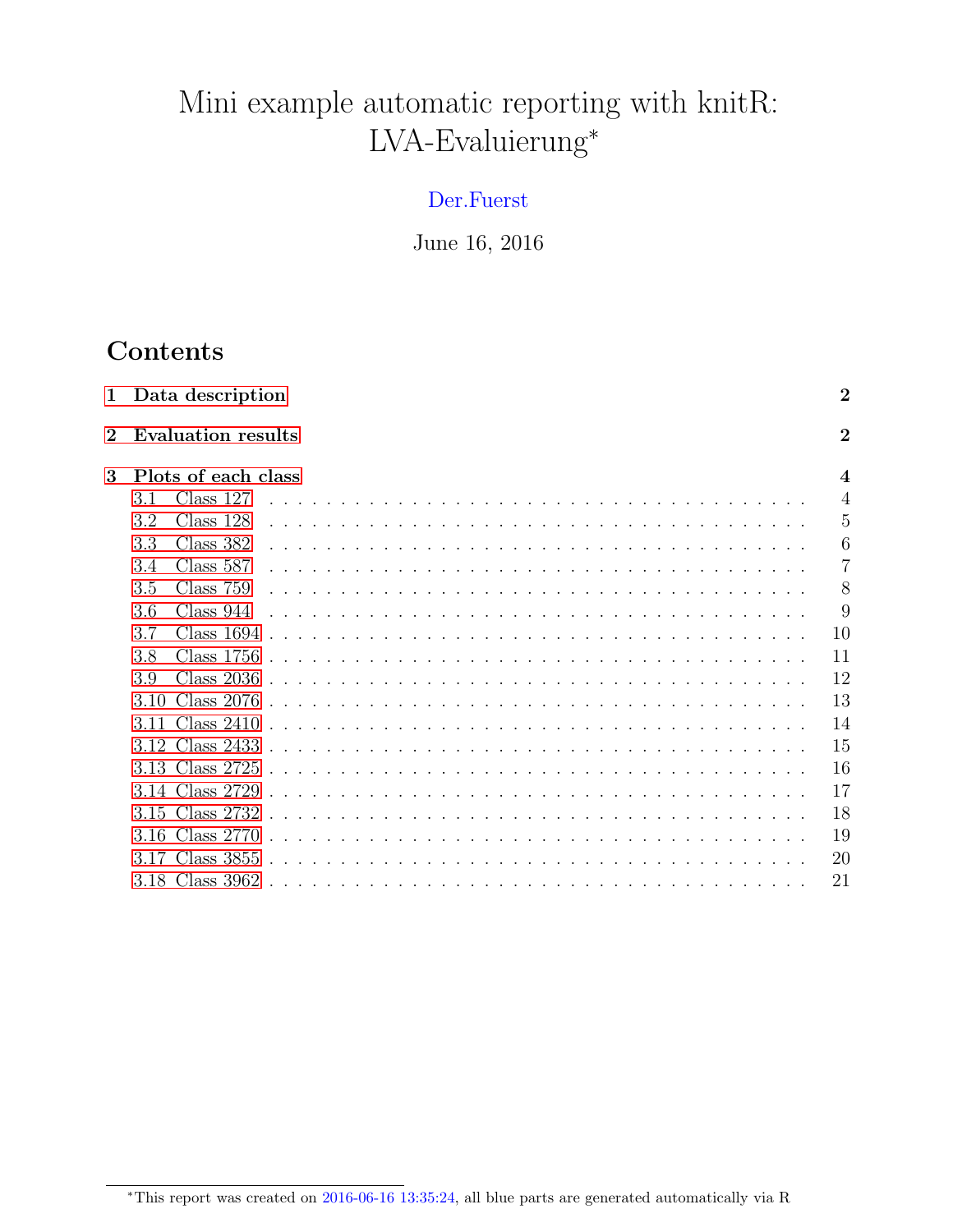# Mini example automatic reporting with knitR: LVA-Evaluierung*

Der.Fuerst

June 16, 2016

## Contents

**1 Data description** **2**

**2 Evaluation results** **2**

**3 Plots of each class** **4**

- 3.1 Class 127 . . . . . . . . . . . . . . . . . . . . . . . . . . . . . . . . . . 4
- 3.2 Class 128 . . . . . . . . . . . . . . . . . . . . . . . . . . . . . . . . . . 5
- 3.3 Class 382 . . . . . . . . . . . . . . . . . . . . . . . . . . . . . . . . . . 6
- 3.4 Class 587 . . . . . . . . . . . . . . . . . . . . . . . . . . . . . . . . . . 7
- 3.5 Class 759 . . . . . . . . . . . . . . . . . . . . . . . . . . . . . . . . . . 8
- 3.6 Class 944 . . . . . . . . . . . . . . . . . . . . . . . . . . . . . . . . . . 9
- 3.7 Class 1694 . . . . . . . . . . . . . . . . . . . . . . . . . . . . . . . . . 10
- 3.8 Class 1756 . . . . . . . . . . . . . . . . . . . . . . . . . . . . . . . . . 11
- 3.9 Class 2036 . . . . . . . . . . . . . . . . . . . . . . . . . . . . . . . . . 12
- 3.10 Class 2076 . . . . . . . . . . . . . . . . . . . . . . . . . . . . . . . . 13
- 3.11 Class 2410 . . . . . . . . . . . . . . . . . . . . . . . . . . . . . . . . 14
- 3.12 Class 2433 . . . . . . . . . . . . . . . . . . . . . . . . . . . . . . . . 15
- 3.13 Class 2725 . . . . . . . . . . . . . . . . . . . . . . . . . . . . . . . . 16
- 3.14 Class 2729 . . . . . . . . . . . . . . . . . . . . . . . . . . . . . . . . 17
- 3.15 Class 2732 . . . . . . . . . . . . . . . . . . . . . . . . . . . . . . . . 18
- 3.16 Class 2770 . . . . . . . . . . . . . . . . . . . . . . . . . . . . . . . . 19
- 3.17 Class 3855 . . . . . . . . . . . . . . . . . . . . . . . . . . . . . . . . 20
- 3.18 Class 3962 . . . . . . . . . . . . . . . . . . . . . . . . . . . . . . . . 21

*This report was created on 2016-06-16 13:35:24, all blue parts are generated automatically via R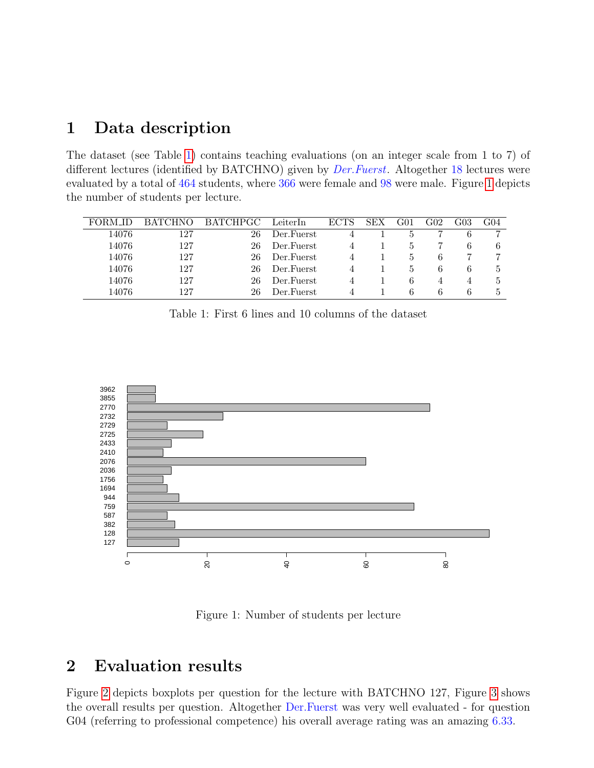# 1 Data description

The dataset (see Table 1) contains teaching evaluations (on an integer scale from 1 to 7) of different lectures (identified by BATCHNO) given by *Der.Fuerst*. Altogether 18 lectures were evaluated by a total of 464 students, where 366 were female and 98 were male. Figure 1 depicts the number of students per lecture.

| FORM_ID | BATCHNO | BATCHPGC | LeiterIn | ECTS | SEX | G01 | G02 | G03 | G04 |
|---|---|---|---|---|---|---|---|---|---|
| 14076 | 127 | 26 | Der.Fuerst | 4 | 1 | 5 | 7 | 6 | 7 |
| 14076 | 127 | 26 | Der.Fuerst | 4 | 1 | 5 | 7 | 6 | 6 |
| 14076 | 127 | 26 | Der.Fuerst | 4 | 1 | 5 | 6 | 7 | 7 |
| 14076 | 127 | 26 | Der.Fuerst | 4 | 1 | 5 | 6 | 6 | 5 |
| 14076 | 127 | 26 | Der.Fuerst | 4 | 1 | 6 | 4 | 4 | 5 |
| 14076 | 127 | 26 | Der.Fuerst | 4 | 1 | 6 | 6 | 6 | 5 |

Table 1: First 6 lines and 10 columns of the dataset

Figure 1: Number of students per lecture

# 2 Evaluation results

Figure 2 depicts boxplots per question for the lecture with BATCHNO 127, Figure 3 shows the overall results per question. Altogether Der.Fuerst was very well evaluated - for question G04 (referring to professional competence) his overall average rating was an amazing 6.33.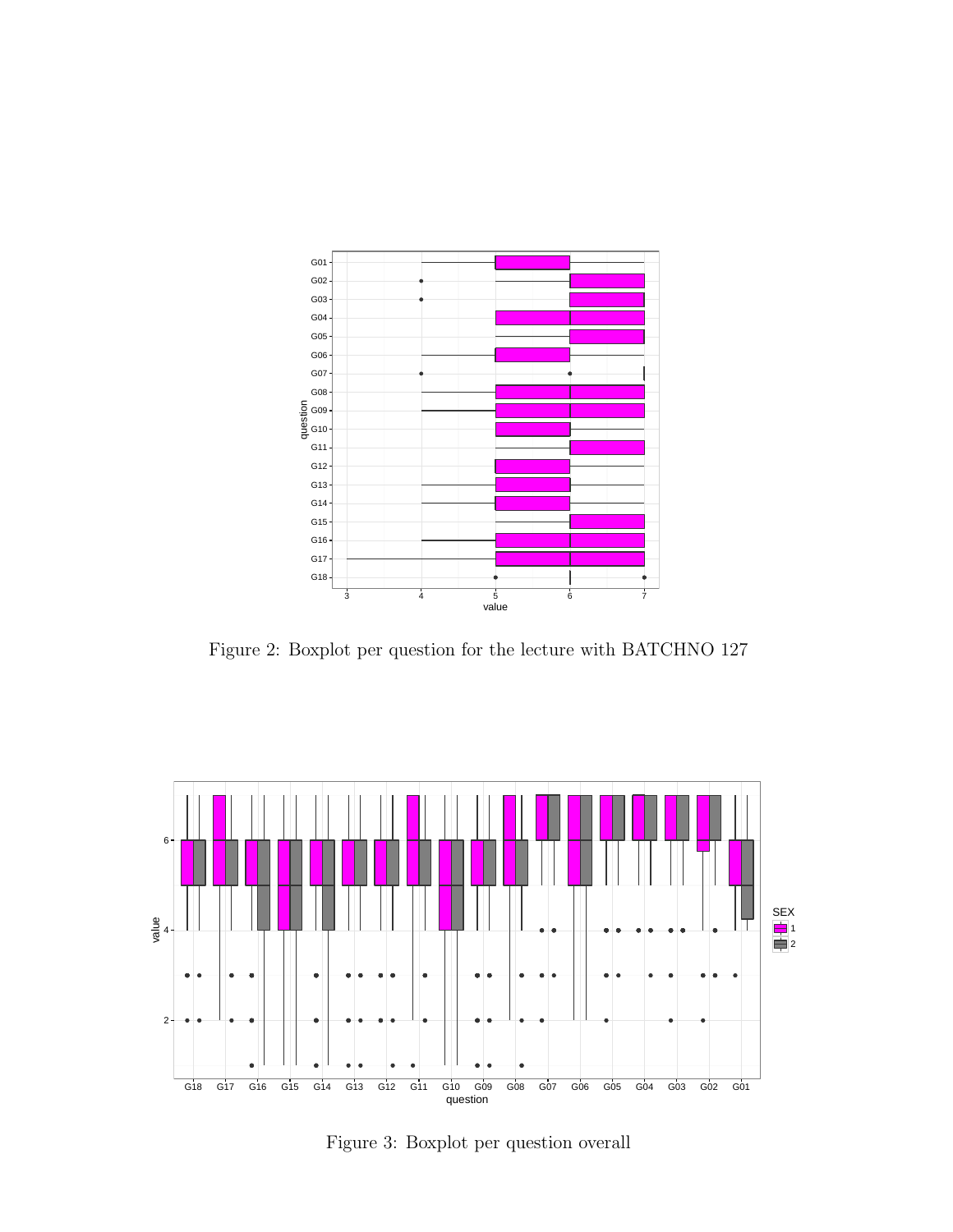Figure 2: Boxplot per question for the lecture with BATCHNO 127

Figure 3: Boxplot per question overall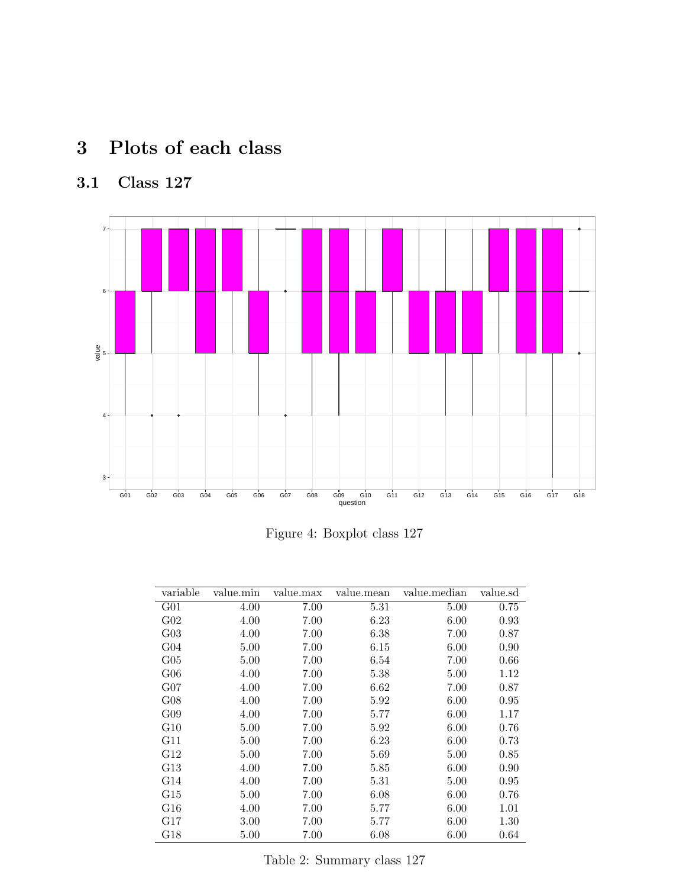# 3 Plots of each class

## 3.1 Class 127

Figure 4: Boxplot class 127

| variable | value.min | value.max | value.mean | value.median | value.sd |
|---|---|---|---|---|---|
| G01 | 4.00 | 7.00 | 5.31 | 5.00 | 0.75 |
| G02 | 4.00 | 7.00 | 6.23 | 6.00 | 0.93 |
| G03 | 4.00 | 7.00 | 6.38 | 7.00 | 0.87 |
| G04 | 5.00 | 7.00 | 6.15 | 6.00 | 0.90 |
| G05 | 5.00 | 7.00 | 6.54 | 7.00 | 0.66 |
| G06 | 4.00 | 7.00 | 5.38 | 5.00 | 1.12 |
| G07 | 4.00 | 7.00 | 6.62 | 7.00 | 0.87 |
| G08 | 4.00 | 7.00 | 5.92 | 6.00 | 0.95 |
| G09 | 4.00 | 7.00 | 5.77 | 6.00 | 1.17 |
| G10 | 5.00 | 7.00 | 5.92 | 6.00 | 0.76 |
| G11 | 5.00 | 7.00 | 6.23 | 6.00 | 0.73 |
| G12 | 5.00 | 7.00 | 5.69 | 5.00 | 0.85 |
| G13 | 4.00 | 7.00 | 5.85 | 6.00 | 0.90 |
| G14 | 4.00 | 7.00 | 5.31 | 5.00 | 0.95 |
| G15 | 5.00 | 7.00 | 6.08 | 6.00 | 0.76 |
| G16 | 4.00 | 7.00 | 5.77 | 6.00 | 1.01 |
| G17 | 3.00 | 7.00 | 5.77 | 6.00 | 1.30 |
| G18 | 5.00 | 7.00 | 6.08 | 6.00 | 0.64 |

Table 2: Summary class 127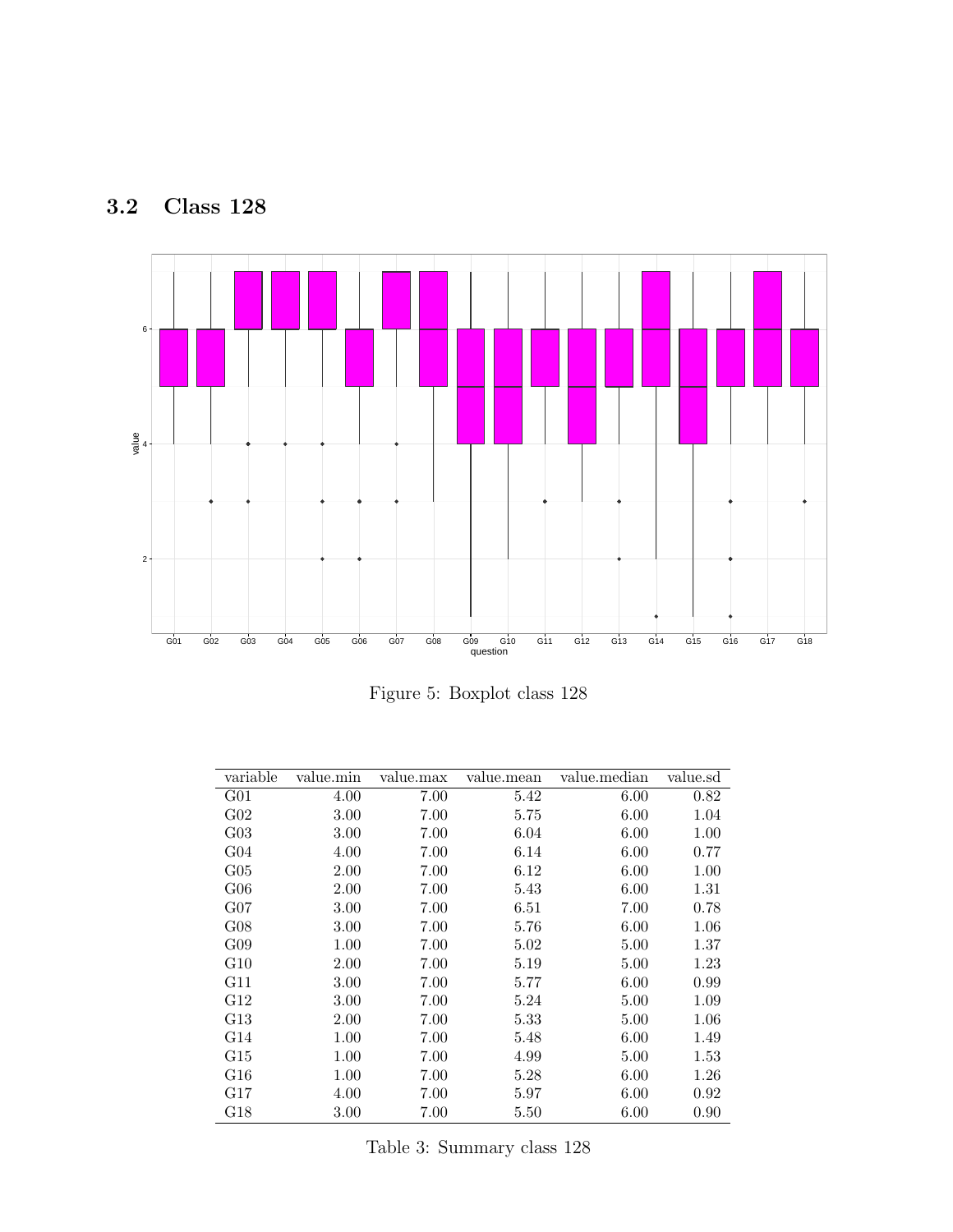### 3.2 Class 128

Figure 5: Boxplot class 128

| variable | value.min | value.max | value.mean | value.median | value.sd |
|---|---|---|---|---|---|
| G01 | 4.00 | 7.00 | 5.42 | 6.00 | 0.82 |
| G02 | 3.00 | 7.00 | 5.75 | 6.00 | 1.04 |
| G03 | 3.00 | 7.00 | 6.04 | 6.00 | 1.00 |
| G04 | 4.00 | 7.00 | 6.14 | 6.00 | 0.77 |
| G05 | 2.00 | 7.00 | 6.12 | 6.00 | 1.00 |
| G06 | 2.00 | 7.00 | 5.43 | 6.00 | 1.31 |
| G07 | 3.00 | 7.00 | 6.51 | 7.00 | 0.78 |
| G08 | 3.00 | 7.00 | 5.76 | 6.00 | 1.06 |
| G09 | 1.00 | 7.00 | 5.02 | 5.00 | 1.37 |
| G10 | 2.00 | 7.00 | 5.19 | 5.00 | 1.23 |
| G11 | 3.00 | 7.00 | 5.77 | 6.00 | 0.99 |
| G12 | 3.00 | 7.00 | 5.24 | 5.00 | 1.09 |
| G13 | 2.00 | 7.00 | 5.33 | 5.00 | 1.06 |
| G14 | 1.00 | 7.00 | 5.48 | 6.00 | 1.49 |
| G15 | 1.00 | 7.00 | 4.99 | 5.00 | 1.53 |
| G16 | 1.00 | 7.00 | 5.28 | 6.00 | 1.26 |
| G17 | 4.00 | 7.00 | 5.97 | 6.00 | 0.92 |
| G18 | 3.00 | 7.00 | 5.50 | 6.00 | 0.90 |

Table 3: Summary class 128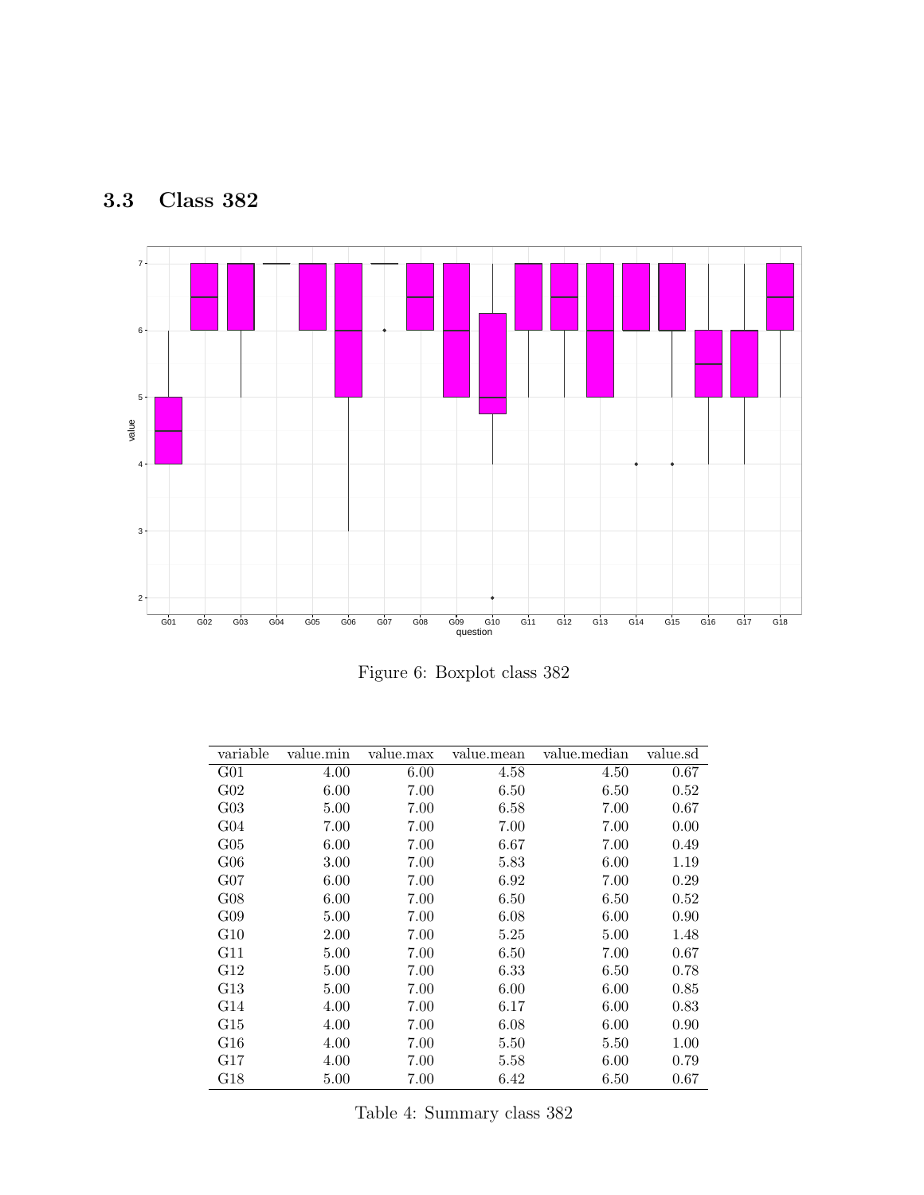## 3.3 Class 382

Figure 6: Boxplot class 382

| variable | value.min | value.max | value.mean | value.median | value.sd |
|---|---|---|---|---|---|
| G01 | 4.00 | 6.00 | 4.58 | 4.50 | 0.67 |
| G02 | 6.00 | 7.00 | 6.50 | 6.50 | 0.52 |
| G03 | 5.00 | 7.00 | 6.58 | 7.00 | 0.67 |
| G04 | 7.00 | 7.00 | 7.00 | 7.00 | 0.00 |
| G05 | 6.00 | 7.00 | 6.67 | 7.00 | 0.49 |
| G06 | 3.00 | 7.00 | 5.83 | 6.00 | 1.19 |
| G07 | 6.00 | 7.00 | 6.92 | 7.00 | 0.29 |
| G08 | 6.00 | 7.00 | 6.50 | 6.50 | 0.52 |
| G09 | 5.00 | 7.00 | 6.08 | 6.00 | 0.90 |
| G10 | 2.00 | 7.00 | 5.25 | 5.00 | 1.48 |
| G11 | 5.00 | 7.00 | 6.50 | 7.00 | 0.67 |
| G12 | 5.00 | 7.00 | 6.33 | 6.50 | 0.78 |
| G13 | 5.00 | 7.00 | 6.00 | 6.00 | 0.85 |
| G14 | 4.00 | 7.00 | 6.17 | 6.00 | 0.83 |
| G15 | 4.00 | 7.00 | 6.08 | 6.00 | 0.90 |
| G16 | 4.00 | 7.00 | 5.50 | 5.50 | 1.00 |
| G17 | 4.00 | 7.00 | 5.58 | 6.00 | 0.79 |
| G18 | 5.00 | 7.00 | 6.42 | 6.50 | 0.67 |

Table 4: Summary class 382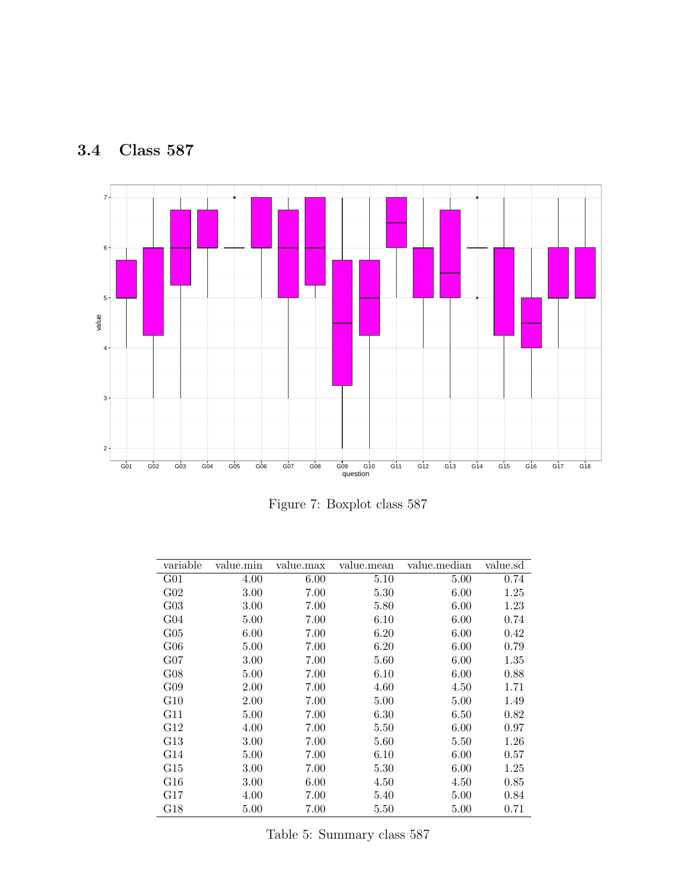## 3.4 Class 587

Figure 7: Boxplot class 587

| variable | value.min | value.max | value.mean | value.median | value.sd |
|---|---|---|---|---|---|
| G01 | 4.00 | 6.00 | 5.10 | 5.00 | 0.74 |
| G02 | 3.00 | 7.00 | 5.30 | 6.00 | 1.25 |
| G03 | 3.00 | 7.00 | 5.80 | 6.00 | 1.23 |
| G04 | 5.00 | 7.00 | 6.10 | 6.00 | 0.74 |
| G05 | 6.00 | 7.00 | 6.20 | 6.00 | 0.42 |
| G06 | 5.00 | 7.00 | 6.20 | 6.00 | 0.79 |
| G07 | 3.00 | 7.00 | 5.60 | 6.00 | 1.35 |
| G08 | 5.00 | 7.00 | 6.10 | 6.00 | 0.88 |
| G09 | 2.00 | 7.00 | 4.60 | 4.50 | 1.71 |
| G10 | 2.00 | 7.00 | 5.00 | 5.00 | 1.49 |
| G11 | 5.00 | 7.00 | 6.30 | 6.50 | 0.82 |
| G12 | 4.00 | 7.00 | 5.50 | 6.00 | 0.97 |
| G13 | 3.00 | 7.00 | 5.60 | 5.50 | 1.26 |
| G14 | 5.00 | 7.00 | 6.10 | 6.00 | 0.57 |
| G15 | 3.00 | 7.00 | 5.30 | 6.00 | 1.25 |
| G16 | 3.00 | 6.00 | 4.50 | 4.50 | 0.85 |
| G17 | 4.00 | 7.00 | 5.40 | 5.00 | 0.84 |
| G18 | 5.00 | 7.00 | 5.50 | 5.00 | 0.71 |

Table 5: Summary class 587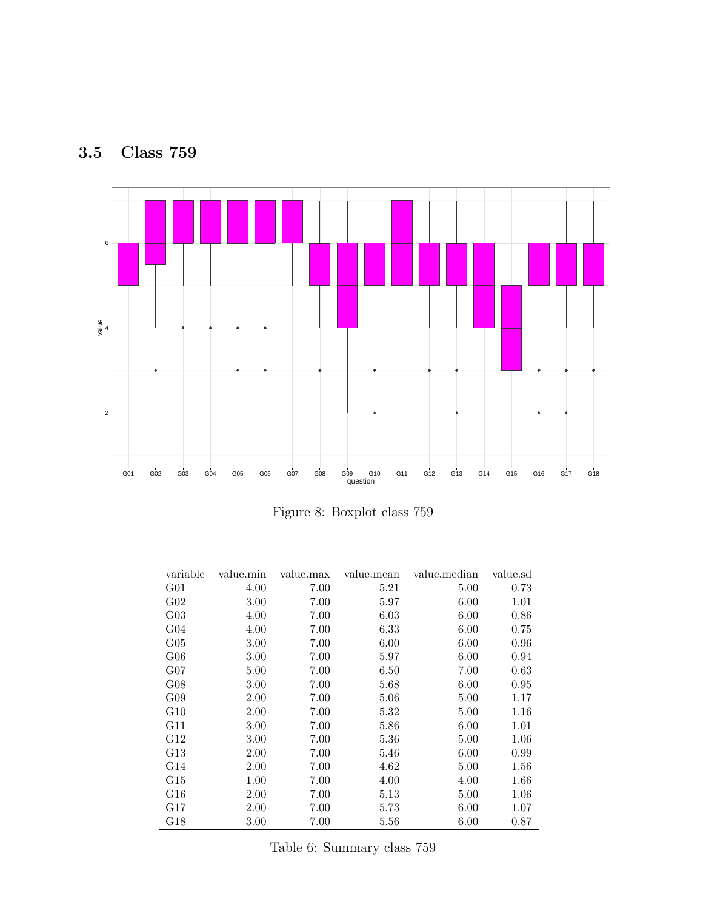### 3.5 Class 759

Figure 8: Boxplot class 759

| variable | value.min | value.max | value.mean | value.median | value.sd |
|---|---|---|---|---|---|
| G01 | 4.00 | 7.00 | 5.21 | 5.00 | 0.73 |
| G02 | 3.00 | 7.00 | 5.97 | 6.00 | 1.01 |
| G03 | 4.00 | 7.00 | 6.03 | 6.00 | 0.86 |
| G04 | 4.00 | 7.00 | 6.33 | 6.00 | 0.75 |
| G05 | 3.00 | 7.00 | 6.00 | 6.00 | 0.96 |
| G06 | 3.00 | 7.00 | 5.97 | 6.00 | 0.94 |
| G07 | 5.00 | 7.00 | 6.50 | 7.00 | 0.63 |
| G08 | 3.00 | 7.00 | 5.68 | 6.00 | 0.95 |
| G09 | 2.00 | 7.00 | 5.06 | 5.00 | 1.17 |
| G10 | 2.00 | 7.00 | 5.32 | 5.00 | 1.16 |
| G11 | 3.00 | 7.00 | 5.86 | 6.00 | 1.01 |
| G12 | 3.00 | 7.00 | 5.36 | 5.00 | 1.06 |
| G13 | 2.00 | 7.00 | 5.46 | 6.00 | 0.99 |
| G14 | 2.00 | 7.00 | 4.62 | 5.00 | 1.56 |
| G15 | 1.00 | 7.00 | 4.00 | 4.00 | 1.66 |
| G16 | 2.00 | 7.00 | 5.13 | 5.00 | 1.06 |
| G17 | 2.00 | 7.00 | 5.73 | 6.00 | 1.07 |
| G18 | 3.00 | 7.00 | 5.56 | 6.00 | 0.87 |

Table 6: Summary class 759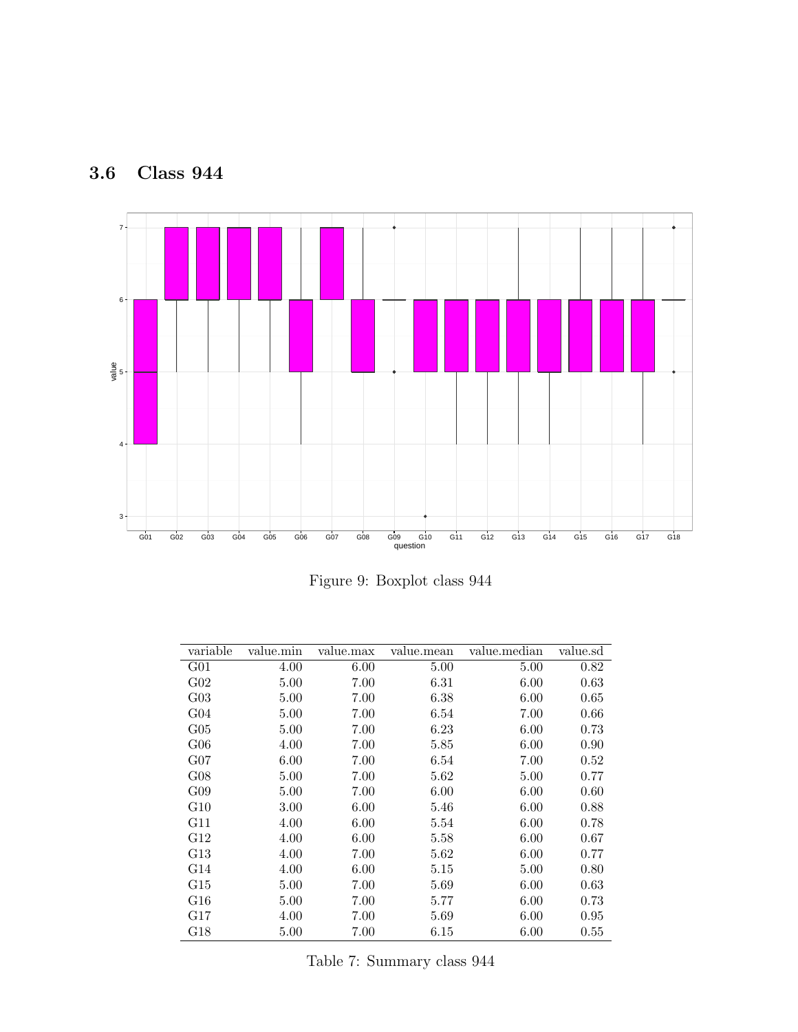### 3.6 Class 944

Figure 9: Boxplot class 944

| variable | value.min | value.max | value.mean | value.median | value.sd |
|---|---|---|---|---|---|
| G01 | 4.00 | 6.00 | 5.00 | 5.00 | 0.82 |
| G02 | 5.00 | 7.00 | 6.31 | 6.00 | 0.63 |
| G03 | 5.00 | 7.00 | 6.38 | 6.00 | 0.65 |
| G04 | 5.00 | 7.00 | 6.54 | 7.00 | 0.66 |
| G05 | 5.00 | 7.00 | 6.23 | 6.00 | 0.73 |
| G06 | 4.00 | 7.00 | 5.85 | 6.00 | 0.90 |
| G07 | 6.00 | 7.00 | 6.54 | 7.00 | 0.52 |
| G08 | 5.00 | 7.00 | 5.62 | 5.00 | 0.77 |
| G09 | 5.00 | 7.00 | 6.00 | 6.00 | 0.60 |
| G10 | 3.00 | 6.00 | 5.46 | 6.00 | 0.88 |
| G11 | 4.00 | 6.00 | 5.54 | 6.00 | 0.78 |
| G12 | 4.00 | 6.00 | 5.58 | 6.00 | 0.67 |
| G13 | 4.00 | 7.00 | 5.62 | 6.00 | 0.77 |
| G14 | 4.00 | 6.00 | 5.15 | 5.00 | 0.80 |
| G15 | 5.00 | 7.00 | 5.69 | 6.00 | 0.63 |
| G16 | 5.00 | 7.00 | 5.77 | 6.00 | 0.73 |
| G17 | 4.00 | 7.00 | 5.69 | 6.00 | 0.95 |
| G18 | 5.00 | 7.00 | 6.15 | 6.00 | 0.55 |

Table 7: Summary class 944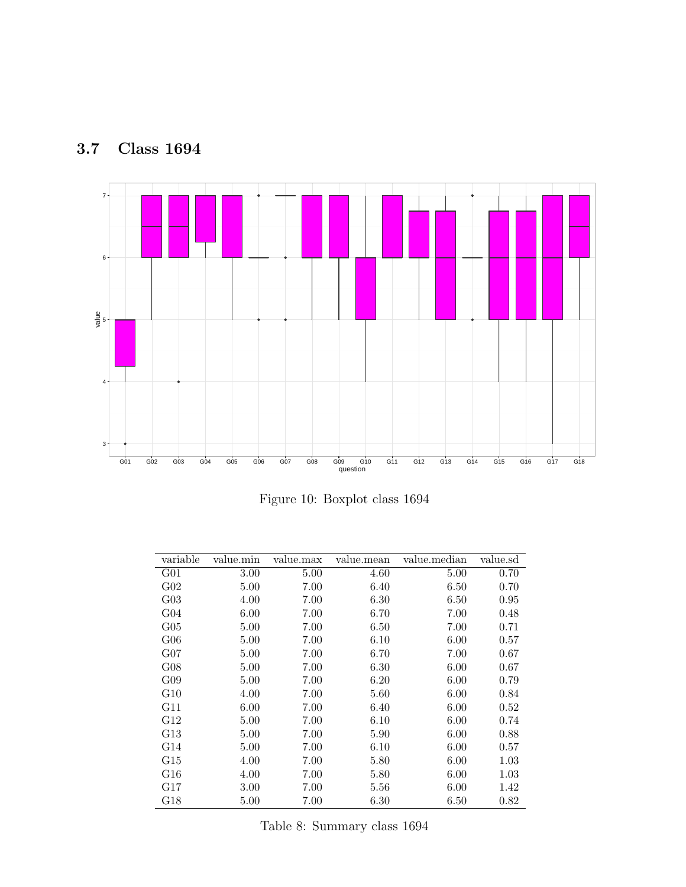## 3.7 Class 1694

Figure 10: Boxplot class 1694

| variable | value.min | value.max | value.mean | value.median | value.sd |
|---|---|---|---|---|---|
| G01 | 3.00 | 5.00 | 4.60 | 5.00 | 0.70 |
| G02 | 5.00 | 7.00 | 6.40 | 6.50 | 0.70 |
| G03 | 4.00 | 7.00 | 6.30 | 6.50 | 0.95 |
| G04 | 6.00 | 7.00 | 6.70 | 7.00 | 0.48 |
| G05 | 5.00 | 7.00 | 6.50 | 7.00 | 0.71 |
| G06 | 5.00 | 7.00 | 6.10 | 6.00 | 0.57 |
| G07 | 5.00 | 7.00 | 6.70 | 7.00 | 0.67 |
| G08 | 5.00 | 7.00 | 6.30 | 6.00 | 0.67 |
| G09 | 5.00 | 7.00 | 6.20 | 6.00 | 0.79 |
| G10 | 4.00 | 7.00 | 5.60 | 6.00 | 0.84 |
| G11 | 6.00 | 7.00 | 6.40 | 6.00 | 0.52 |
| G12 | 5.00 | 7.00 | 6.10 | 6.00 | 0.74 |
| G13 | 5.00 | 7.00 | 5.90 | 6.00 | 0.88 |
| G14 | 5.00 | 7.00 | 6.10 | 6.00 | 0.57 |
| G15 | 4.00 | 7.00 | 5.80 | 6.00 | 1.03 |
| G16 | 4.00 | 7.00 | 5.80 | 6.00 | 1.03 |
| G17 | 3.00 | 7.00 | 5.56 | 6.00 | 1.42 |
| G18 | 5.00 | 7.00 | 6.30 | 6.50 | 0.82 |

Table 8: Summary class 1694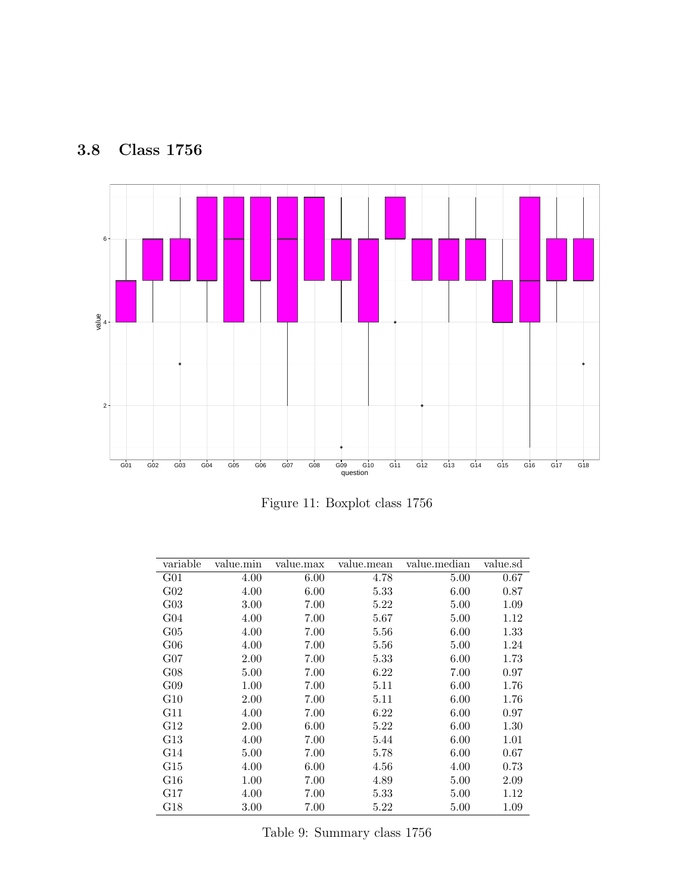### 3.8 Class 1756

Figure 11: Boxplot class 1756

| variable | value.min | value.max | value.mean | value.median | value.sd |
|---|---|---|---|---|---|
| G01 | 4.00 | 6.00 | 4.78 | 5.00 | 0.67 |
| G02 | 4.00 | 6.00 | 5.33 | 6.00 | 0.87 |
| G03 | 3.00 | 7.00 | 5.22 | 5.00 | 1.09 |
| G04 | 4.00 | 7.00 | 5.67 | 5.00 | 1.12 |
| G05 | 4.00 | 7.00 | 5.56 | 6.00 | 1.33 |
| G06 | 4.00 | 7.00 | 5.56 | 5.00 | 1.24 |
| G07 | 2.00 | 7.00 | 5.33 | 6.00 | 1.73 |
| G08 | 5.00 | 7.00 | 6.22 | 7.00 | 0.97 |
| G09 | 1.00 | 7.00 | 5.11 | 6.00 | 1.76 |
| G10 | 2.00 | 7.00 | 5.11 | 6.00 | 1.76 |
| G11 | 4.00 | 7.00 | 6.22 | 6.00 | 0.97 |
| G12 | 2.00 | 6.00 | 5.22 | 6.00 | 1.30 |
| G13 | 4.00 | 7.00 | 5.44 | 6.00 | 1.01 |
| G14 | 5.00 | 7.00 | 5.78 | 6.00 | 0.67 |
| G15 | 4.00 | 6.00 | 4.56 | 4.00 | 0.73 |
| G16 | 1.00 | 7.00 | 4.89 | 5.00 | 2.09 |
| G17 | 4.00 | 7.00 | 5.33 | 5.00 | 1.12 |
| G18 | 3.00 | 7.00 | 5.22 | 5.00 | 1.09 |

Table 9: Summary class 1756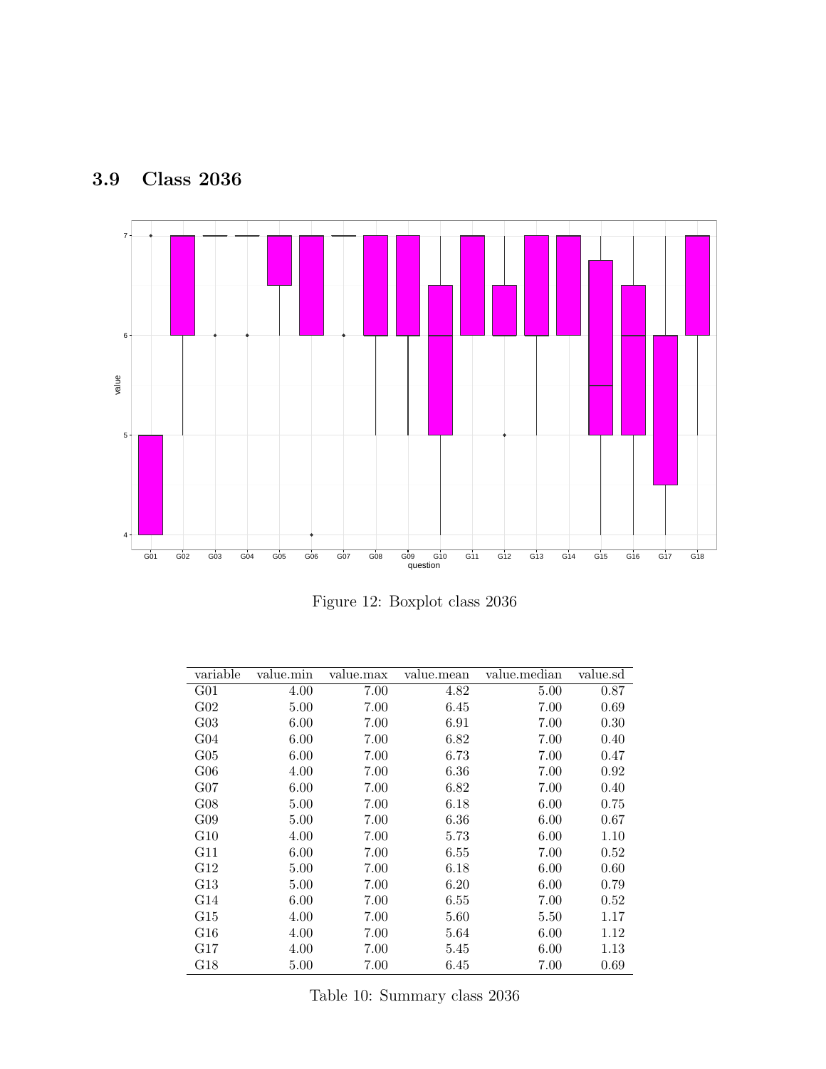## 3.9 Class 2036

Figure 12: Boxplot class 2036

| variable | value.min | value.max | value.mean | value.median | value.sd |
|---|---|---|---|---|---|
| G01 | 4.00 | 7.00 | 4.82 | 5.00 | 0.87 |
| G02 | 5.00 | 7.00 | 6.45 | 7.00 | 0.69 |
| G03 | 6.00 | 7.00 | 6.91 | 7.00 | 0.30 |
| G04 | 6.00 | 7.00 | 6.82 | 7.00 | 0.40 |
| G05 | 6.00 | 7.00 | 6.73 | 7.00 | 0.47 |
| G06 | 4.00 | 7.00 | 6.36 | 7.00 | 0.92 |
| G07 | 6.00 | 7.00 | 6.82 | 7.00 | 0.40 |
| G08 | 5.00 | 7.00 | 6.18 | 6.00 | 0.75 |
| G09 | 5.00 | 7.00 | 6.36 | 6.00 | 0.67 |
| G10 | 4.00 | 7.00 | 5.73 | 6.00 | 1.10 |
| G11 | 6.00 | 7.00 | 6.55 | 7.00 | 0.52 |
| G12 | 5.00 | 7.00 | 6.18 | 6.00 | 0.60 |
| G13 | 5.00 | 7.00 | 6.20 | 6.00 | 0.79 |
| G14 | 6.00 | 7.00 | 6.55 | 7.00 | 0.52 |
| G15 | 4.00 | 7.00 | 5.60 | 5.50 | 1.17 |
| G16 | 4.00 | 7.00 | 5.64 | 6.00 | 1.12 |
| G17 | 4.00 | 7.00 | 5.45 | 6.00 | 1.13 |
| G18 | 5.00 | 7.00 | 6.45 | 7.00 | 0.69 |

Table 10: Summary class 2036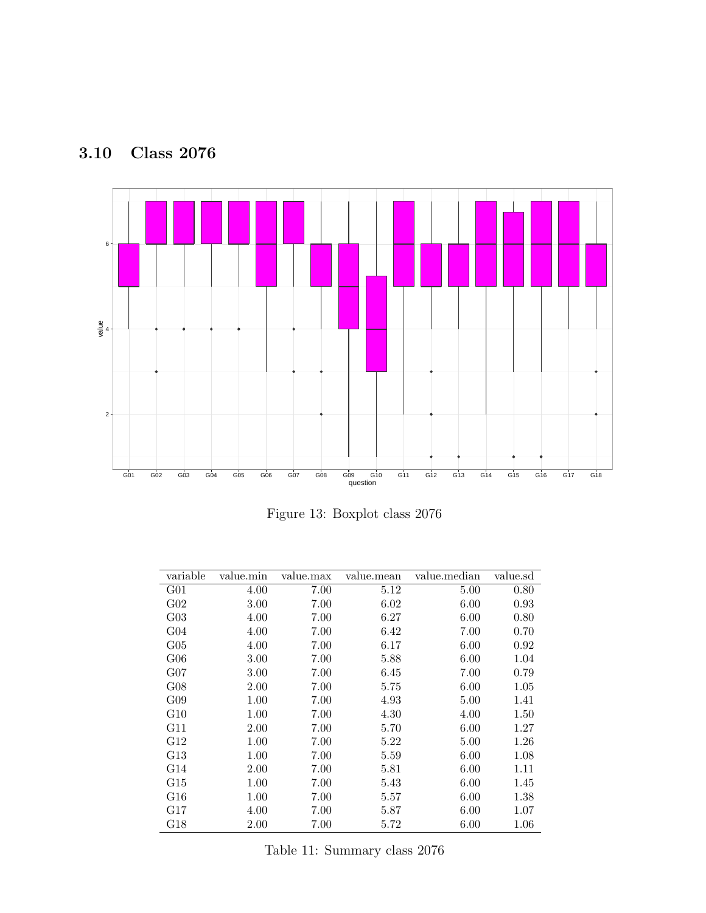### 3.10 Class 2076

Figure 13: Boxplot class 2076

| variable | value.min | value.max | value.mean | value.median | value.sd |
|---|---|---|---|---|---|
| G01 | 4.00 | 7.00 | 5.12 | 5.00 | 0.80 |
| G02 | 3.00 | 7.00 | 6.02 | 6.00 | 0.93 |
| G03 | 4.00 | 7.00 | 6.27 | 6.00 | 0.80 |
| G04 | 4.00 | 7.00 | 6.42 | 7.00 | 0.70 |
| G05 | 4.00 | 7.00 | 6.17 | 6.00 | 0.92 |
| G06 | 3.00 | 7.00 | 5.88 | 6.00 | 1.04 |
| G07 | 3.00 | 7.00 | 6.45 | 7.00 | 0.79 |
| G08 | 2.00 | 7.00 | 5.75 | 6.00 | 1.05 |
| G09 | 1.00 | 7.00 | 4.93 | 5.00 | 1.41 |
| G10 | 1.00 | 7.00 | 4.30 | 4.00 | 1.50 |
| G11 | 2.00 | 7.00 | 5.70 | 6.00 | 1.27 |
| G12 | 1.00 | 7.00 | 5.22 | 5.00 | 1.26 |
| G13 | 1.00 | 7.00 | 5.59 | 6.00 | 1.08 |
| G14 | 2.00 | 7.00 | 5.81 | 6.00 | 1.11 |
| G15 | 1.00 | 7.00 | 5.43 | 6.00 | 1.45 |
| G16 | 1.00 | 7.00 | 5.57 | 6.00 | 1.38 |
| G17 | 4.00 | 7.00 | 5.87 | 6.00 | 1.07 |
| G18 | 2.00 | 7.00 | 5.72 | 6.00 | 1.06 |

Table 11: Summary class 2076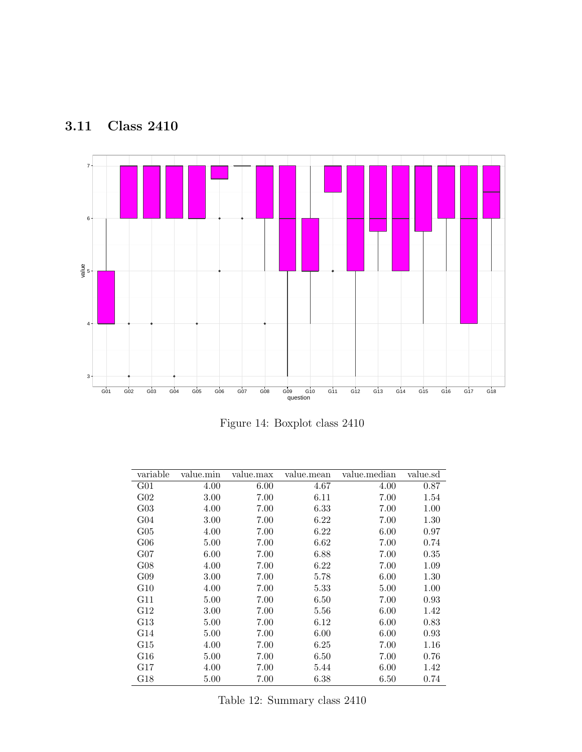### 3.11 Class 2410

Figure 14: Boxplot class 2410

| variable | value.min | value.max | value.mean | value.median | value.sd |
|---|---|---|---|---|---|
| G01 | 4.00 | 6.00 | 4.67 | 4.00 | 0.87 |
| G02 | 3.00 | 7.00 | 6.11 | 7.00 | 1.54 |
| G03 | 4.00 | 7.00 | 6.33 | 7.00 | 1.00 |
| G04 | 3.00 | 7.00 | 6.22 | 7.00 | 1.30 |
| G05 | 4.00 | 7.00 | 6.22 | 6.00 | 0.97 |
| G06 | 5.00 | 7.00 | 6.62 | 7.00 | 0.74 |
| G07 | 6.00 | 7.00 | 6.88 | 7.00 | 0.35 |
| G08 | 4.00 | 7.00 | 6.22 | 7.00 | 1.09 |
| G09 | 3.00 | 7.00 | 5.78 | 6.00 | 1.30 |
| G10 | 4.00 | 7.00 | 5.33 | 5.00 | 1.00 |
| G11 | 5.00 | 7.00 | 6.50 | 7.00 | 0.93 |
| G12 | 3.00 | 7.00 | 5.56 | 6.00 | 1.42 |
| G13 | 5.00 | 7.00 | 6.12 | 6.00 | 0.83 |
| G14 | 5.00 | 7.00 | 6.00 | 6.00 | 0.93 |
| G15 | 4.00 | 7.00 | 6.25 | 7.00 | 1.16 |
| G16 | 5.00 | 7.00 | 6.50 | 7.00 | 0.76 |
| G17 | 4.00 | 7.00 | 5.44 | 6.00 | 1.42 |
| G18 | 5.00 | 7.00 | 6.38 | 6.50 | 0.74 |

Table 12: Summary class 2410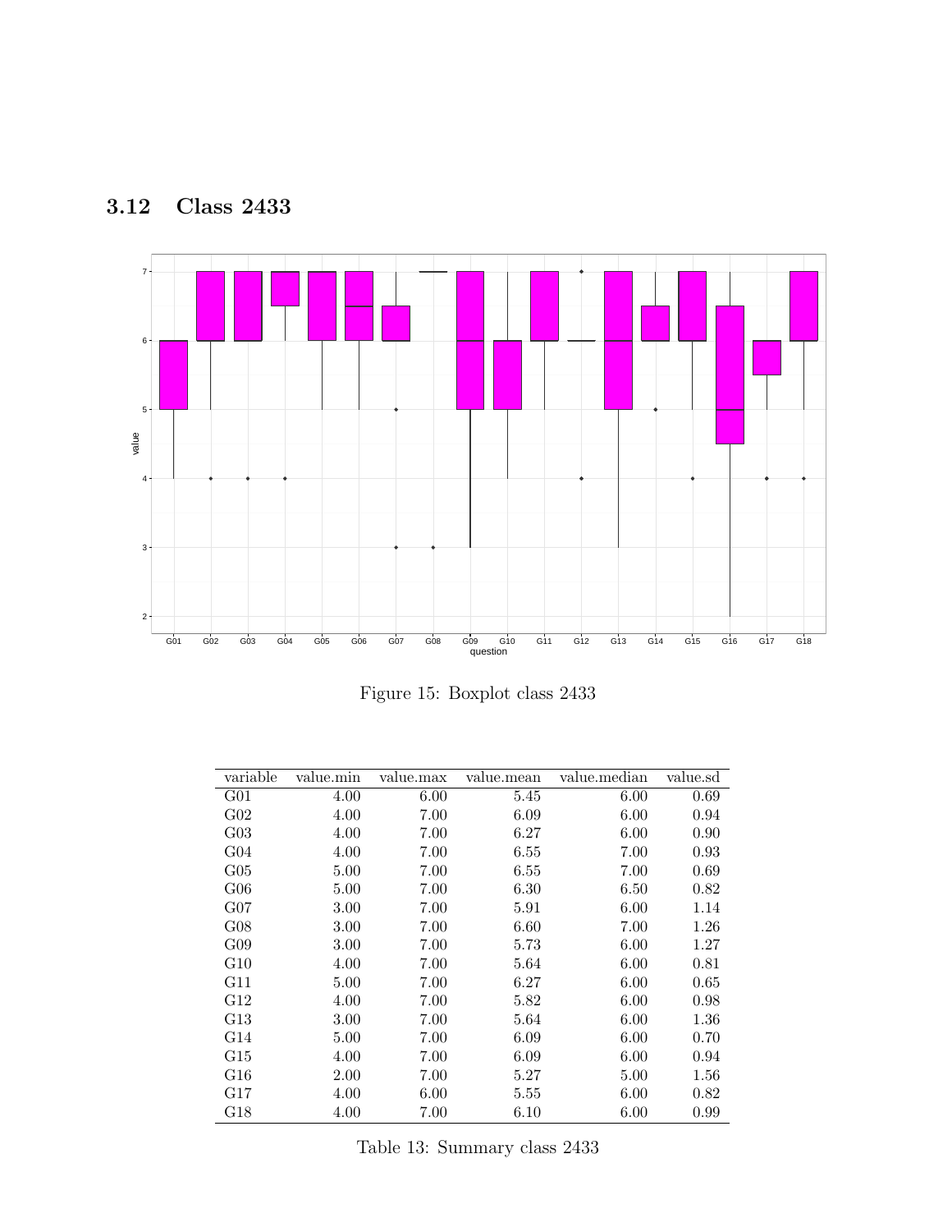## 3.12 Class 2433

Figure 15: Boxplot class 2433

| variable | value.min | value.max | value.mean | value.median | value.sd |
|---|---|---|---|---|---|
| G01 | 4.00 | 6.00 | 5.45 | 6.00 | 0.69 |
| G02 | 4.00 | 7.00 | 6.09 | 6.00 | 0.94 |
| G03 | 4.00 | 7.00 | 6.27 | 6.00 | 0.90 |
| G04 | 4.00 | 7.00 | 6.55 | 7.00 | 0.93 |
| G05 | 5.00 | 7.00 | 6.55 | 7.00 | 0.69 |
| G06 | 5.00 | 7.00 | 6.30 | 6.50 | 0.82 |
| G07 | 3.00 | 7.00 | 5.91 | 6.00 | 1.14 |
| G08 | 3.00 | 7.00 | 6.60 | 7.00 | 1.26 |
| G09 | 3.00 | 7.00 | 5.73 | 6.00 | 1.27 |
| G10 | 4.00 | 7.00 | 5.64 | 6.00 | 0.81 |
| G11 | 5.00 | 7.00 | 6.27 | 6.00 | 0.65 |
| G12 | 4.00 | 7.00 | 5.82 | 6.00 | 0.98 |
| G13 | 3.00 | 7.00 | 5.64 | 6.00 | 1.36 |
| G14 | 5.00 | 7.00 | 6.09 | 6.00 | 0.70 |
| G15 | 4.00 | 7.00 | 6.09 | 6.00 | 0.94 |
| G16 | 2.00 | 7.00 | 5.27 | 5.00 | 1.56 |
| G17 | 4.00 | 6.00 | 5.55 | 6.00 | 0.82 |
| G18 | 4.00 | 7.00 | 6.10 | 6.00 | 0.99 |

Table 13: Summary class 2433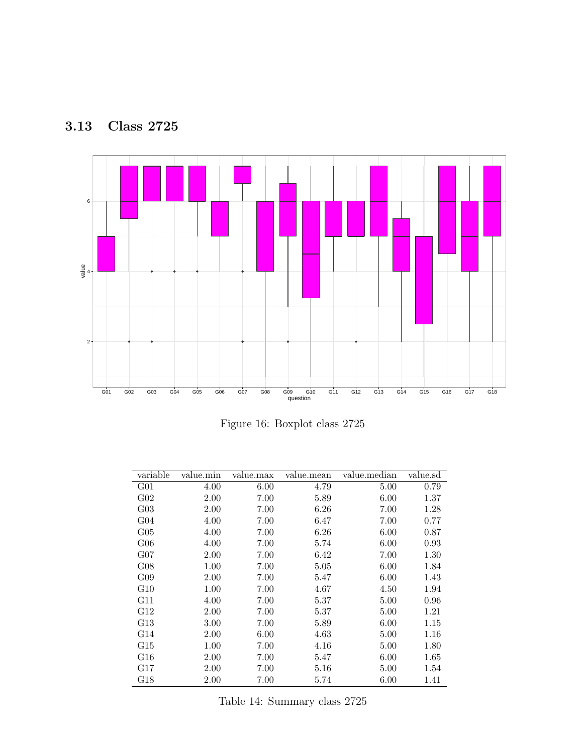## 3.13 Class 2725

Figure 16: Boxplot class 2725

| variable | value.min | value.max | value.mean | value.median | value.sd |
|---|---|---|---|---|---|
| G01 | 4.00 | 6.00 | 4.79 | 5.00 | 0.79 |
| G02 | 2.00 | 7.00 | 5.89 | 6.00 | 1.37 |
| G03 | 2.00 | 7.00 | 6.26 | 7.00 | 1.28 |
| G04 | 4.00 | 7.00 | 6.47 | 7.00 | 0.77 |
| G05 | 4.00 | 7.00 | 6.26 | 6.00 | 0.87 |
| G06 | 4.00 | 7.00 | 5.74 | 6.00 | 0.93 |
| G07 | 2.00 | 7.00 | 6.42 | 7.00 | 1.30 |
| G08 | 1.00 | 7.00 | 5.05 | 6.00 | 1.84 |
| G09 | 2.00 | 7.00 | 5.47 | 6.00 | 1.43 |
| G10 | 1.00 | 7.00 | 4.67 | 4.50 | 1.94 |
| G11 | 4.00 | 7.00 | 5.37 | 5.00 | 0.96 |
| G12 | 2.00 | 7.00 | 5.37 | 5.00 | 1.21 |
| G13 | 3.00 | 7.00 | 5.89 | 6.00 | 1.15 |
| G14 | 2.00 | 6.00 | 4.63 | 5.00 | 1.16 |
| G15 | 1.00 | 7.00 | 4.16 | 5.00 | 1.80 |
| G16 | 2.00 | 7.00 | 5.47 | 6.00 | 1.65 |
| G17 | 2.00 | 7.00 | 5.16 | 5.00 | 1.54 |
| G18 | 2.00 | 7.00 | 5.74 | 6.00 | 1.41 |

Table 14: Summary class 2725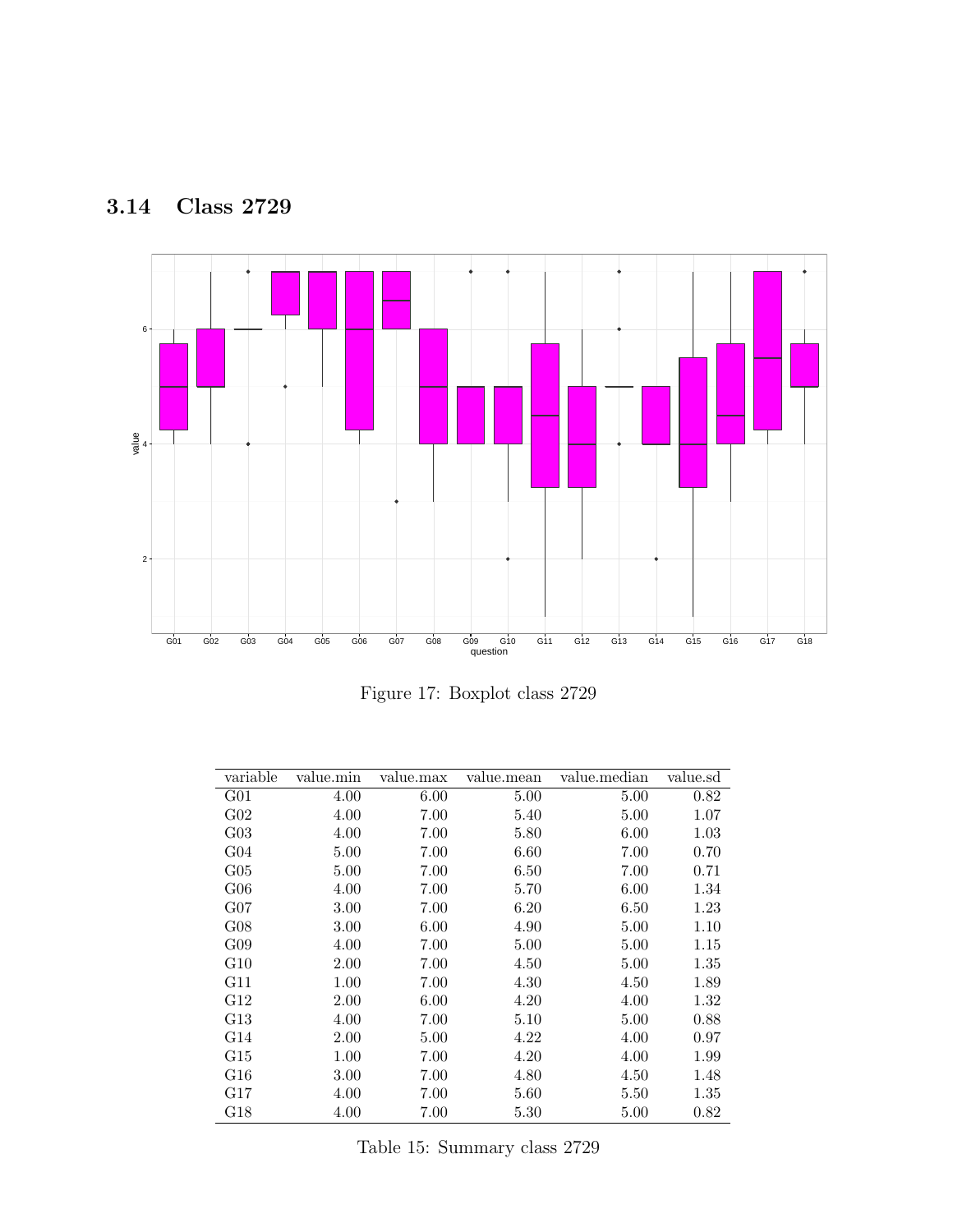## 3.14 Class 2729

Figure 17: Boxplot class 2729

| variable | value.min | value.max | value.mean | value.median | value.sd |
|---|---|---|---|---|---|
| G01 | 4.00 | 6.00 | 5.00 | 5.00 | 0.82 |
| G02 | 4.00 | 7.00 | 5.40 | 5.00 | 1.07 |
| G03 | 4.00 | 7.00 | 5.80 | 6.00 | 1.03 |
| G04 | 5.00 | 7.00 | 6.60 | 7.00 | 0.70 |
| G05 | 5.00 | 7.00 | 6.50 | 7.00 | 0.71 |
| G06 | 4.00 | 7.00 | 5.70 | 6.00 | 1.34 |
| G07 | 3.00 | 7.00 | 6.20 | 6.50 | 1.23 |
| G08 | 3.00 | 6.00 | 4.90 | 5.00 | 1.10 |
| G09 | 4.00 | 7.00 | 5.00 | 5.00 | 1.15 |
| G10 | 2.00 | 7.00 | 4.50 | 5.00 | 1.35 |
| G11 | 1.00 | 7.00 | 4.30 | 4.50 | 1.89 |
| G12 | 2.00 | 6.00 | 4.20 | 4.00 | 1.32 |
| G13 | 4.00 | 7.00 | 5.10 | 5.00 | 0.88 |
| G14 | 2.00 | 5.00 | 4.22 | 4.00 | 0.97 |
| G15 | 1.00 | 7.00 | 4.20 | 4.00 | 1.99 |
| G16 | 3.00 | 7.00 | 4.80 | 4.50 | 1.48 |
| G17 | 4.00 | 7.00 | 5.60 | 5.50 | 1.35 |
| G18 | 4.00 | 7.00 | 5.30 | 5.00 | 0.82 |

Table 15: Summary class 2729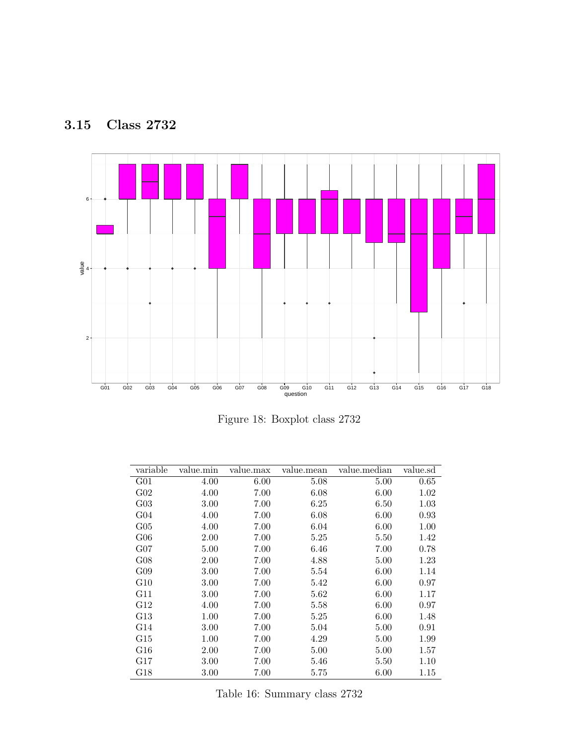### 3.15 Class 2732

Figure 18: Boxplot class 2732

| variable | value.min | value.max | value.mean | value.median | value.sd |
|---|---|---|---|---|---|
| G01 | 4.00 | 6.00 | 5.08 | 5.00 | 0.65 |
| G02 | 4.00 | 7.00 | 6.08 | 6.00 | 1.02 |
| G03 | 3.00 | 7.00 | 6.25 | 6.50 | 1.03 |
| G04 | 4.00 | 7.00 | 6.08 | 6.00 | 0.93 |
| G05 | 4.00 | 7.00 | 6.04 | 6.00 | 1.00 |
| G06 | 2.00 | 7.00 | 5.25 | 5.50 | 1.42 |
| G07 | 5.00 | 7.00 | 6.46 | 7.00 | 0.78 |
| G08 | 2.00 | 7.00 | 4.88 | 5.00 | 1.23 |
| G09 | 3.00 | 7.00 | 5.54 | 6.00 | 1.14 |
| G10 | 3.00 | 7.00 | 5.42 | 6.00 | 0.97 |
| G11 | 3.00 | 7.00 | 5.62 | 6.00 | 1.17 |
| G12 | 4.00 | 7.00 | 5.58 | 6.00 | 0.97 |
| G13 | 1.00 | 7.00 | 5.25 | 6.00 | 1.48 |
| G14 | 3.00 | 7.00 | 5.04 | 5.00 | 0.91 |
| G15 | 1.00 | 7.00 | 4.29 | 5.00 | 1.99 |
| G16 | 2.00 | 7.00 | 5.00 | 5.00 | 1.57 |
| G17 | 3.00 | 7.00 | 5.46 | 5.50 | 1.10 |
| G18 | 3.00 | 7.00 | 5.75 | 6.00 | 1.15 |

Table 16: Summary class 2732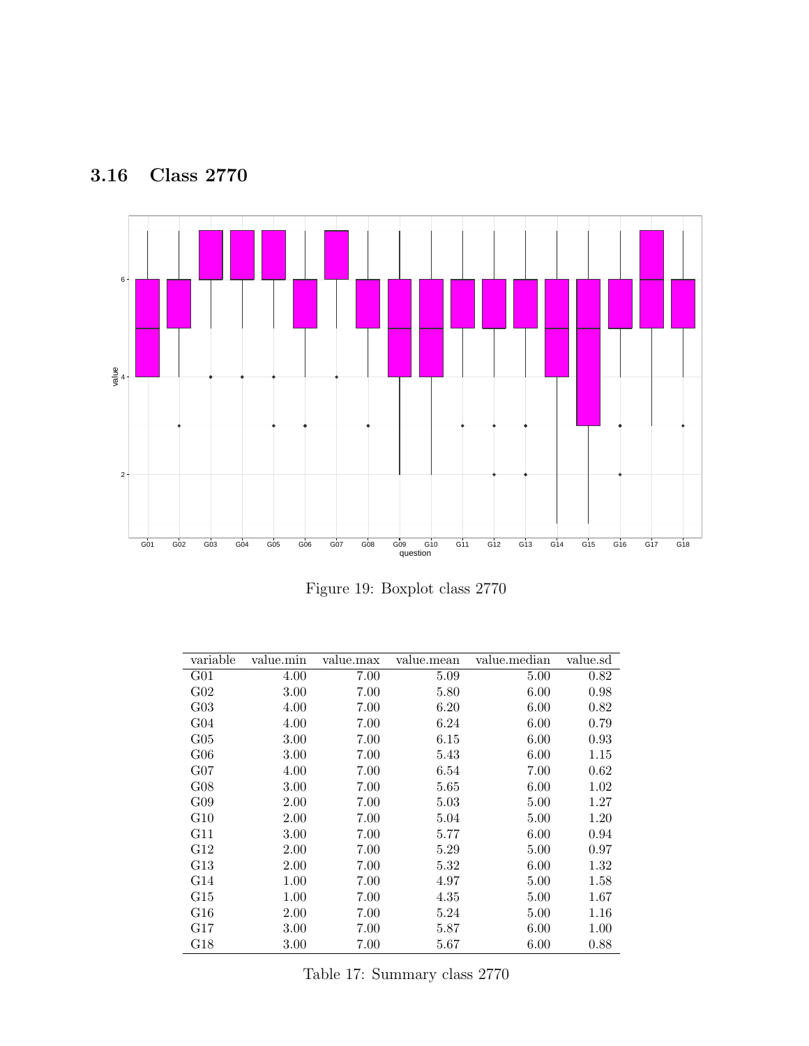## 3.16 Class 2770

Figure 19: Boxplot class 2770

| variable | value.min | value.max | value.mean | value.median | value.sd |
|---|---|---|---|---|---|
| G01 | 4.00 | 7.00 | 5.09 | 5.00 | 0.82 |
| G02 | 3.00 | 7.00 | 5.80 | 6.00 | 0.98 |
| G03 | 4.00 | 7.00 | 6.20 | 6.00 | 0.82 |
| G04 | 4.00 | 7.00 | 6.24 | 6.00 | 0.79 |
| G05 | 3.00 | 7.00 | 6.15 | 6.00 | 0.93 |
| G06 | 3.00 | 7.00 | 5.43 | 6.00 | 1.15 |
| G07 | 4.00 | 7.00 | 6.54 | 7.00 | 0.62 |
| G08 | 3.00 | 7.00 | 5.65 | 6.00 | 1.02 |
| G09 | 2.00 | 7.00 | 5.03 | 5.00 | 1.27 |
| G10 | 2.00 | 7.00 | 5.04 | 5.00 | 1.20 |
| G11 | 3.00 | 7.00 | 5.77 | 6.00 | 0.94 |
| G12 | 2.00 | 7.00 | 5.29 | 5.00 | 0.97 |
| G13 | 2.00 | 7.00 | 5.32 | 6.00 | 1.32 |
| G14 | 1.00 | 7.00 | 4.97 | 5.00 | 1.58 |
| G15 | 1.00 | 7.00 | 4.35 | 5.00 | 1.67 |
| G16 | 2.00 | 7.00 | 5.24 | 5.00 | 1.16 |
| G17 | 3.00 | 7.00 | 5.87 | 6.00 | 1.00 |
| G18 | 3.00 | 7.00 | 5.67 | 6.00 | 0.88 |

Table 17: Summary class 2770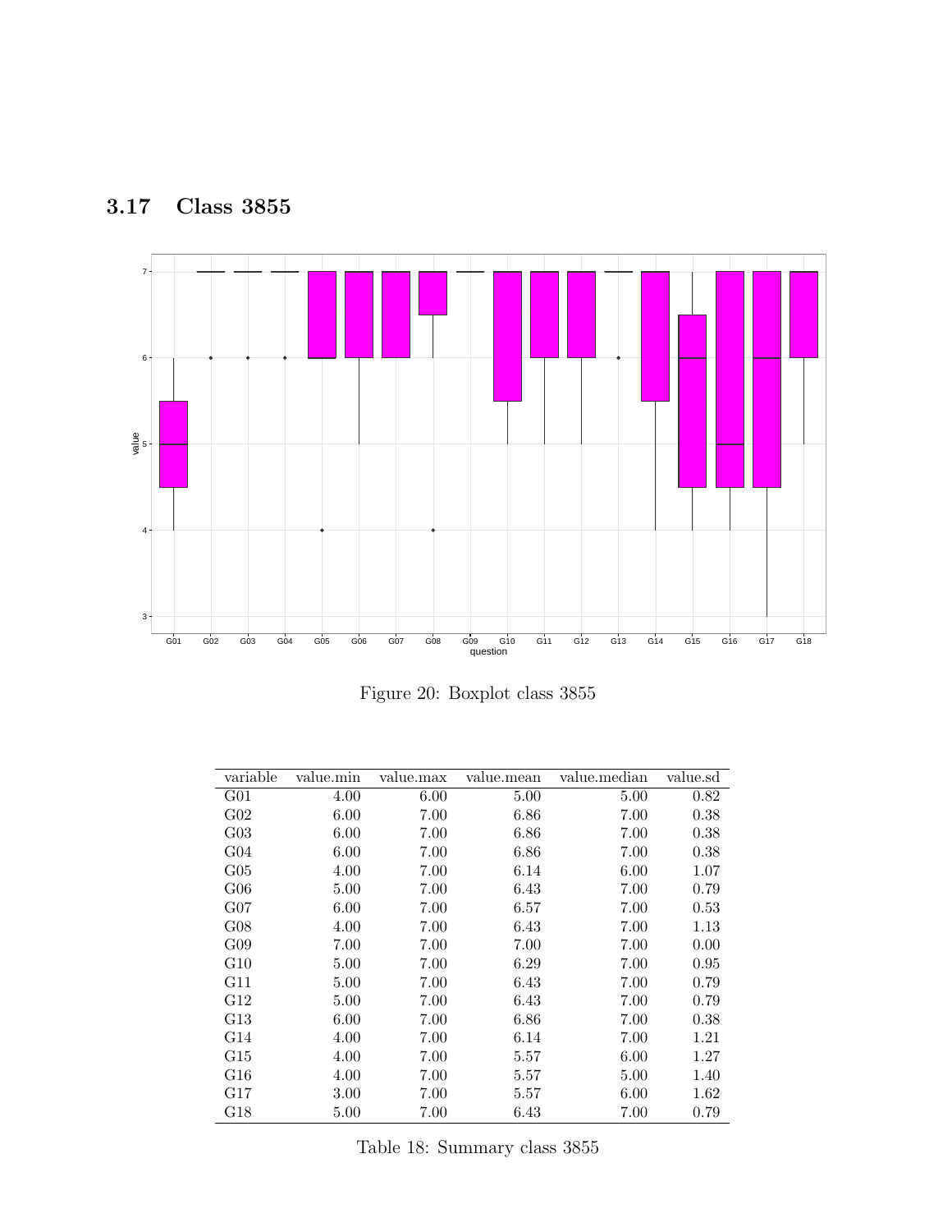## 3.17 Class 3855

Figure 20: Boxplot class 3855

| variable | value.min | value.max | value.mean | value.median | value.sd |
|---|---|---|---|---|---|
| G01 | 4.00 | 6.00 | 5.00 | 5.00 | 0.82 |
| G02 | 6.00 | 7.00 | 6.86 | 7.00 | 0.38 |
| G03 | 6.00 | 7.00 | 6.86 | 7.00 | 0.38 |
| G04 | 6.00 | 7.00 | 6.86 | 7.00 | 0.38 |
| G05 | 4.00 | 7.00 | 6.14 | 6.00 | 1.07 |
| G06 | 5.00 | 7.00 | 6.43 | 7.00 | 0.79 |
| G07 | 6.00 | 7.00 | 6.57 | 7.00 | 0.53 |
| G08 | 4.00 | 7.00 | 6.43 | 7.00 | 1.13 |
| G09 | 7.00 | 7.00 | 7.00 | 7.00 | 0.00 |
| G10 | 5.00 | 7.00 | 6.29 | 7.00 | 0.95 |
| G11 | 5.00 | 7.00 | 6.43 | 7.00 | 0.79 |
| G12 | 5.00 | 7.00 | 6.43 | 7.00 | 0.79 |
| G13 | 6.00 | 7.00 | 6.86 | 7.00 | 0.38 |
| G14 | 4.00 | 7.00 | 6.14 | 7.00 | 1.21 |
| G15 | 4.00 | 7.00 | 5.57 | 6.00 | 1.27 |
| G16 | 4.00 | 7.00 | 5.57 | 5.00 | 1.40 |
| G17 | 3.00 | 7.00 | 5.57 | 6.00 | 1.62 |
| G18 | 5.00 | 7.00 | 6.43 | 7.00 | 0.79 |

Table 18: Summary class 3855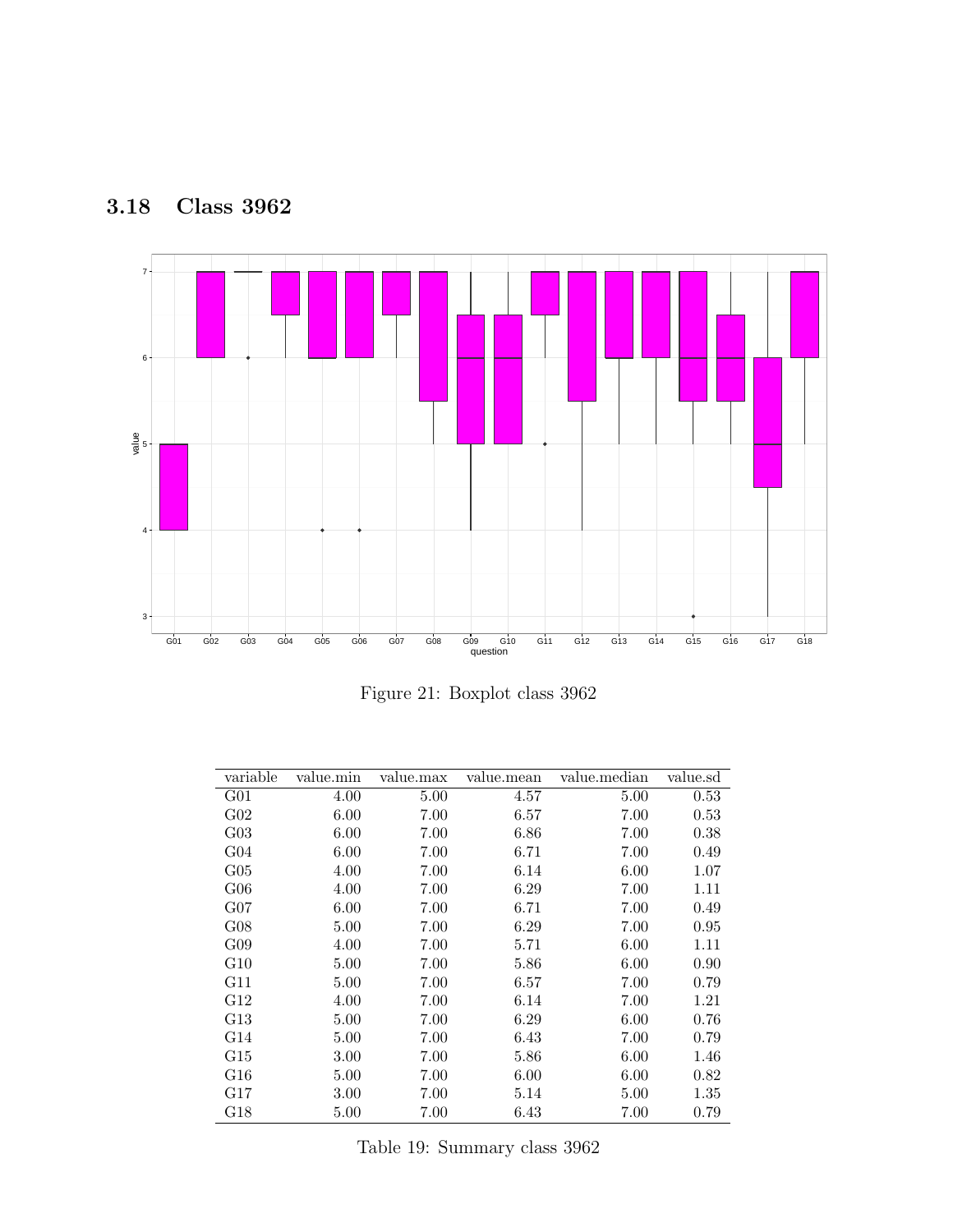## 3.18 Class 3962

7
6
5
4
3
value
G01 G02 G03 G04 G05 G06 G07 G08 G09 G10 G11 G12 G13 G14 G15 G16 G17 G18
question

Figure 21: Boxplot class 3962

| variable | value.min | value.max | value.mean | value.median | value.sd |
|---|---|---|---|---|---|
| G01 | 4.00 | 5.00 | 4.57 | 5.00 | 0.53 |
| G02 | 6.00 | 7.00 | 6.57 | 7.00 | 0.53 |
| G03 | 6.00 | 7.00 | 6.86 | 7.00 | 0.38 |
| G04 | 6.00 | 7.00 | 6.71 | 7.00 | 0.49 |
| G05 | 4.00 | 7.00 | 6.14 | 6.00 | 1.07 |
| G06 | 4.00 | 7.00 | 6.29 | 7.00 | 1.11 |
| G07 | 6.00 | 7.00 | 6.71 | 7.00 | 0.49 |
| G08 | 5.00 | 7.00 | 6.29 | 7.00 | 0.95 |
| G09 | 4.00 | 7.00 | 5.71 | 6.00 | 1.11 |
| G10 | 5.00 | 7.00 | 5.86 | 6.00 | 0.90 |
| G11 | 5.00 | 7.00 | 6.57 | 7.00 | 0.79 |
| G12 | 4.00 | 7.00 | 6.14 | 7.00 | 1.21 |
| G13 | 5.00 | 7.00 | 6.29 | 6.00 | 0.76 |
| G14 | 5.00 | 7.00 | 6.43 | 7.00 | 0.79 |
| G15 | 3.00 | 7.00 | 5.86 | 6.00 | 1.46 |
| G16 | 5.00 | 7.00 | 6.00 | 6.00 | 0.82 |
| G17 | 3.00 | 7.00 | 5.14 | 5.00 | 1.35 |
| G18 | 5.00 | 7.00 | 6.43 | 7.00 | 0.79 |

Table 19: Summary class 3962